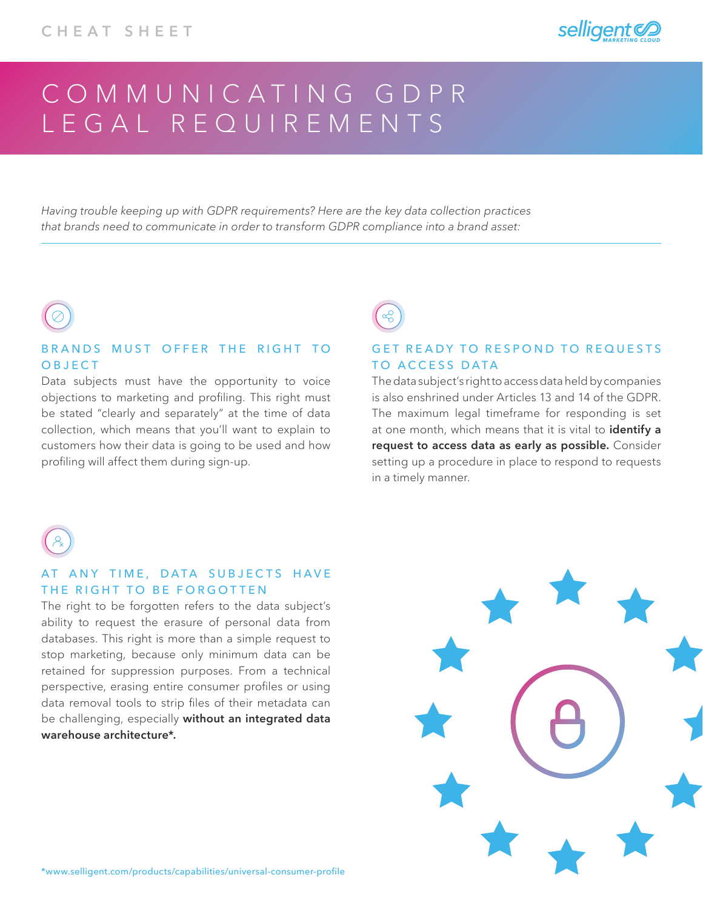CHEAT SHEET

# COMMUNICATING GDPR LEGAL REQUIREMENTS

*Having trouble keeping up with GDPR requirements? Here are the key data collection practices that brands need to communicate in order to transform GDPR compliance into a brand asset:*

---

## BRANDS MUST OFFER THE RIGHT TO OBJECT

Data subjects must have the opportunity to voice objections to marketing and profiling. This right must be stated "clearly and separately" at the time of data collection, which means that you'll want to explain to customers how their data is going to be used and how profiling will affect them during sign-up.

## GET READY TO RESPOND TO REQUESTS TO ACCESS DATA

The data subject's right to access data held by companies is also enshrined under Articles 13 and 14 of the GDPR. The maximum legal timeframe for responding is set at one month, which means that it is vital to **identify a request to access data as early as possible.** Consider setting up a procedure in place to respond to requests in a timely manner.

## AT ANY TIME, DATA SUBJECTS HAVE THE RIGHT TO BE FORGOTTEN

The right to be forgotten refers to the data subject's ability to request the erasure of personal data from databases. This right is more than a simple request to stop marketing, because only minimum data can be retained for suppression purposes. From a technical perspective, erasing entire consumer profiles or using data removal tools to strip files of their metadata can be challenging, especially **without an integrated data warehouse architecture*.**

*www.selligent.com/products/capabilities/universal-consumer-profile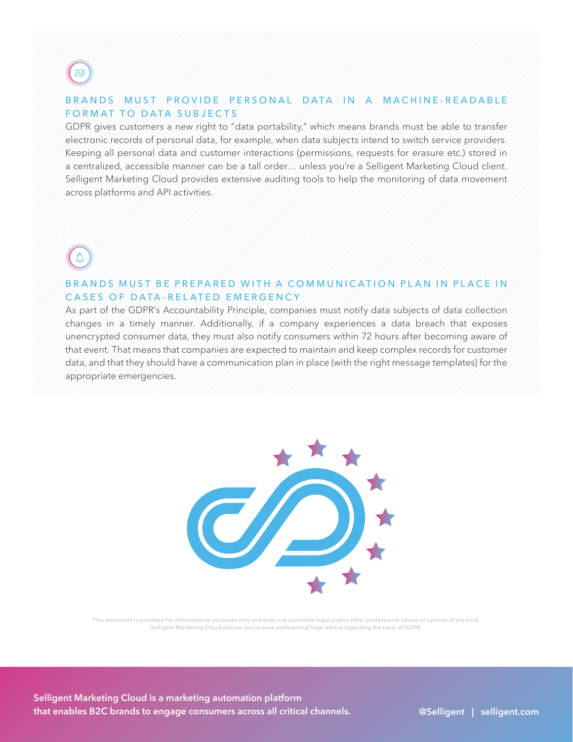## BRANDS MUST PROVIDE PERSONAL DATA IN A MACHINE-READABLE FORMAT TO DATA SUBJECTS

GDPR gives customers a new right to "data portability," which means brands must be able to transfer electronic records of personal data, for example, when data subjects intend to switch service providers. Keeping all personal data and customer interactions (permissions, requests for erasure etc.) stored in a centralized, accessible manner can be a tall order… unless you're a Selligent Marketing Cloud client. Selligent Marketing Cloud provides extensive auditing tools to help the monitoring of data movement across platforms and API activities.

## BRANDS MUST BE PREPARED WITH A COMMUNICATION PLAN IN PLACE IN CASES OF DATA-RELATED EMERGENCY

As part of the GDPR's Accountability Principle, companies must notify data subjects of data collection changes in a timely manner. Additionally, if a company experiences a data breach that exposes unencrypted consumer data, they must also notify consumers within 72 hours after becoming aware of that event. That means that companies are expected to maintain and keep complex records for customer data, and that they should have a communication plan in place (with the right message templates) for the appropriate emergencies.

This document is provided for informational purposes only and does not constitute legal and/or other professional advice or opinion of any kind. Selligent Marketing Cloud advises you to seek professional legal advice regarding the topic of GDPR.

**Selligent Marketing Cloud is a marketing automation platform that enables B2C brands to engage consumers across all critical channels.**

**@Selligent | selligent.com**